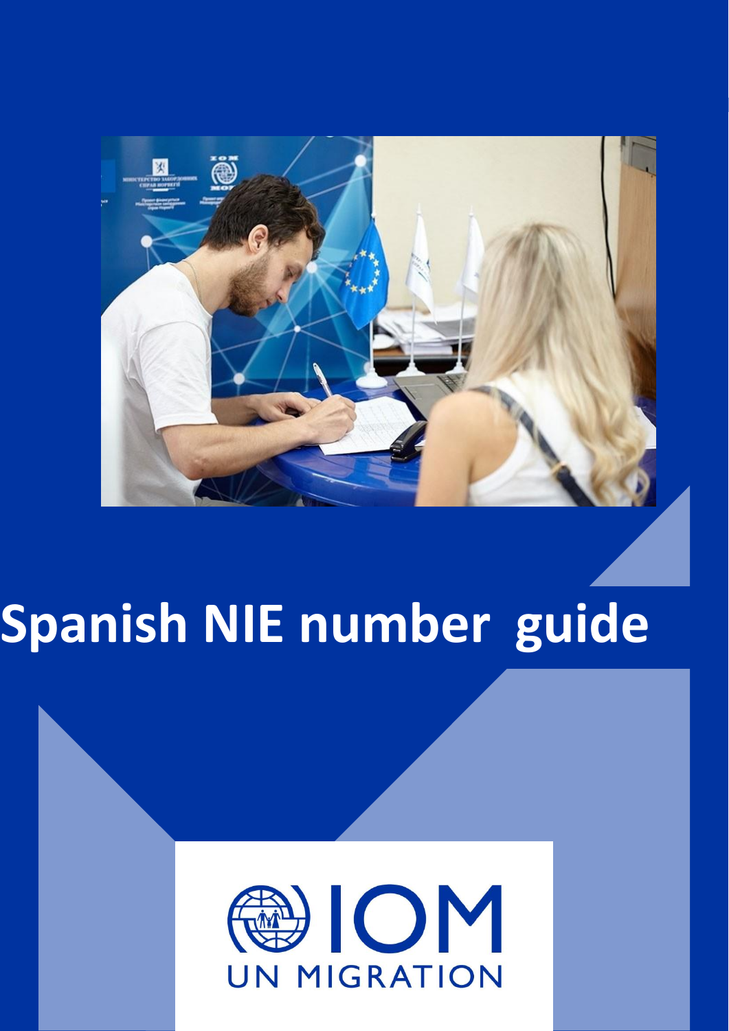# Spanish NIE number guide

IOM UN MIGRATION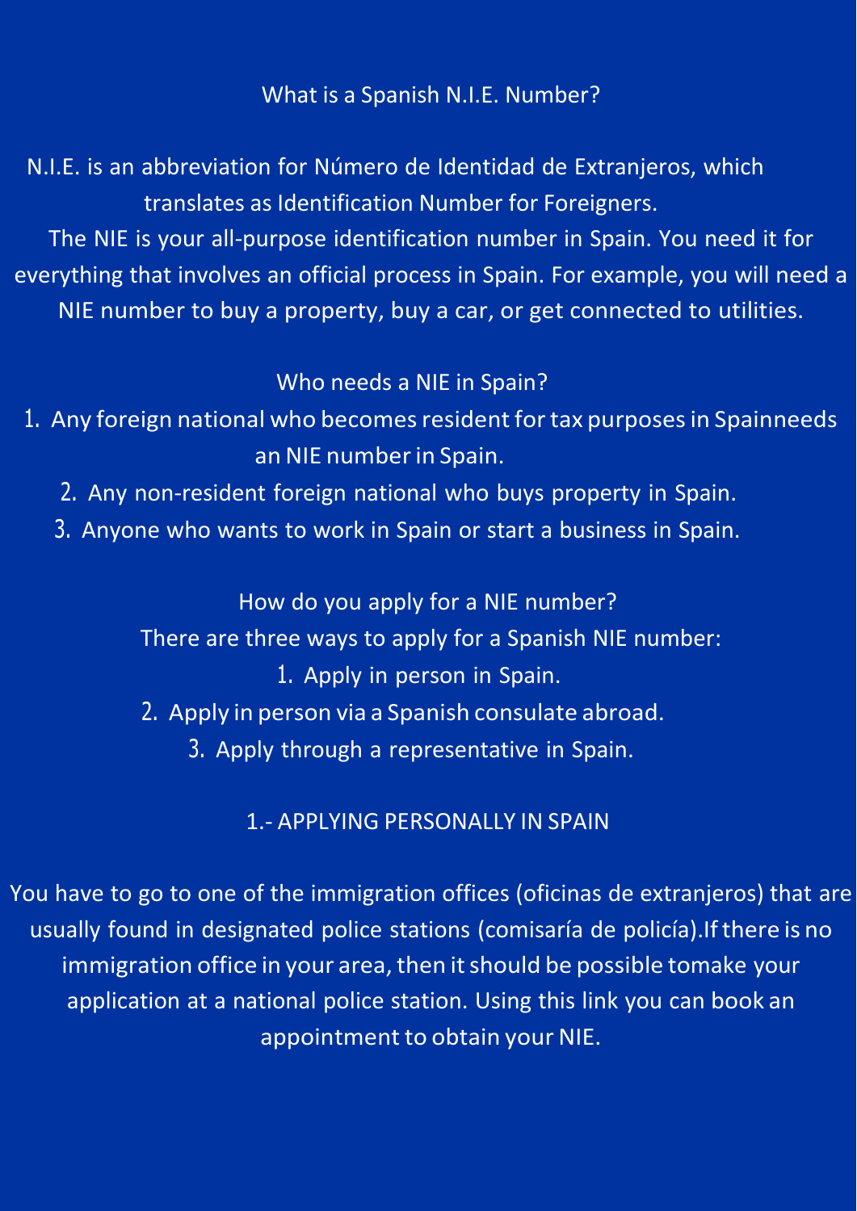## What is a Spanish N.I.E. Number?

N.I.E. is an abbreviation for Número de Identidad de Extranjeros, which translates as Identification Number for Foreigners.

The NIE is your all-purpose identification number in Spain. You need it for everything that involves an official process in Spain. For example, you will need a NIE number to buy a property, buy a car, or get connected to utilities.

## Who needs a NIE in Spain?

1. Any foreign national who becomes resident for tax purposes in Spainneeds an NIE number in Spain.
2. Any non-resident foreign national who buys property in Spain.
3. Anyone who wants to work in Spain or start a business in Spain.

## How do you apply for a NIE number?

There are three ways to apply for a Spanish NIE number:

1. Apply in person in Spain.
2. Apply in person via a Spanish consulate abroad.
3. Apply through a representative in Spain.

### 1.- APPLYING PERSONALLY IN SPAIN

You have to go to one of the immigration offices (oficinas de extranjeros) that are usually found in designated police stations (comisaría de policía).If there is no immigration office in your area, then it should be possible tomake your application at a national police station. Using this link you can book an appointment to obtain your NIE.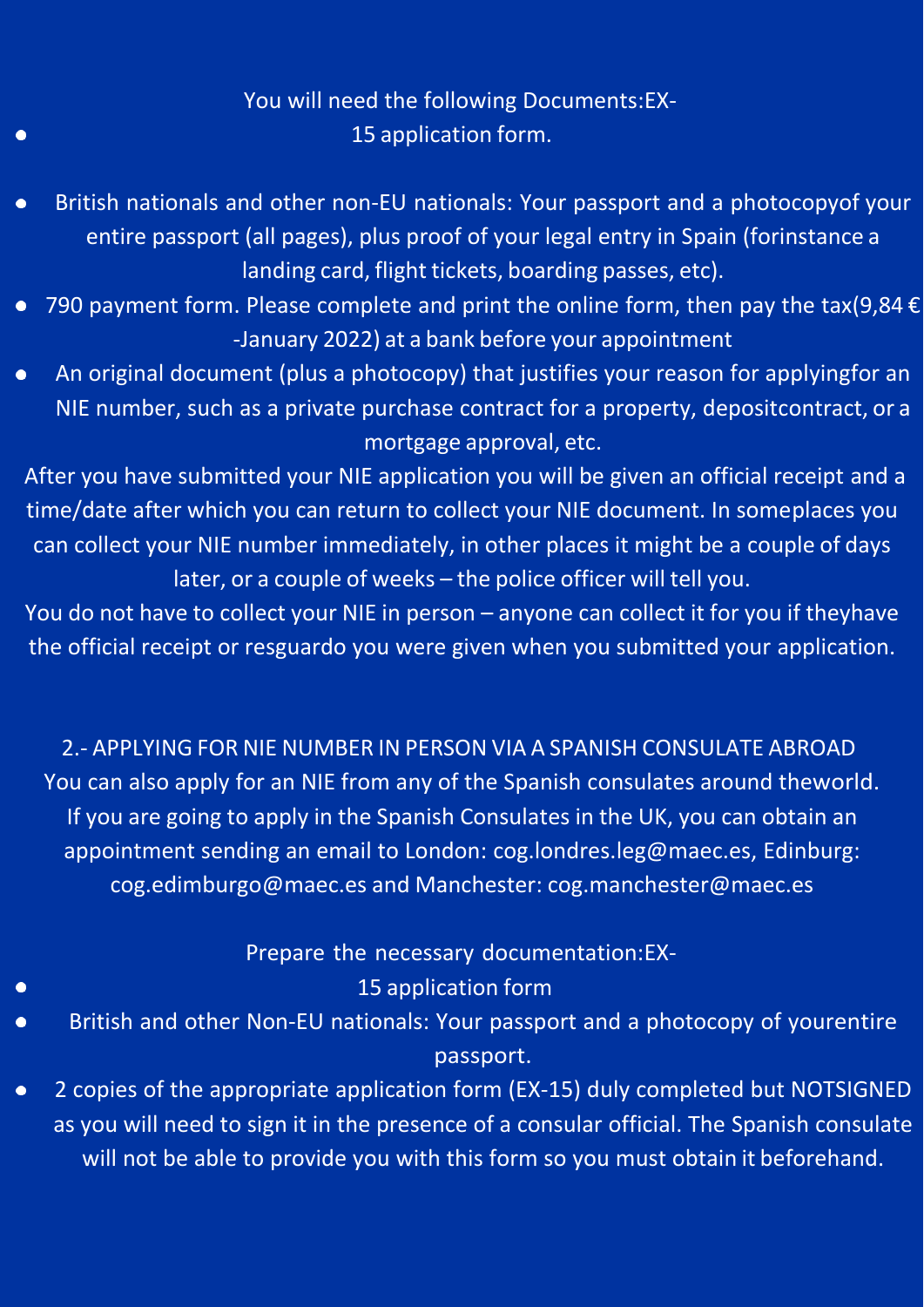You will need the following Documents:

- EX-15 application form.
- British nationals and other non-EU nationals: Your passport and a photocopyof your entire passport (all pages), plus proof of your legal entry in Spain (forinstance a landing card, flight tickets, boarding passes, etc).
- 790 payment form. Please complete and print the online form, then pay the tax(9,84 € -January 2022) at a bank before your appointment
- An original document (plus a photocopy) that justifies your reason for applyingfor an NIE number, such as a private purchase contract for a property, depositcontract, or a mortgage approval, etc.

After you have submitted your NIE application you will be given an official receipt and a time/date after which you can return to collect your NIE document. In someplaces you can collect your NIE number immediately, in other places it might be a couple of days later, or a couple of weeks – the police officer will tell you.

You do not have to collect your NIE in person – anyone can collect it for you if theyhave the official receipt or resguardo you were given when you submitted your application.

## 2.- APPLYING FOR NIE NUMBER IN PERSON VIA A SPANISH CONSULATE ABROAD

You can also apply for an NIE from any of the Spanish consulates around theworld. If you are going to apply in the Spanish Consulates in the UK, you can obtain an appointment sending an email to London: cog.londres.leg@maec.es, Edinburg: cog.edimburgo@maec.es and Manchester: cog.manchester@maec.es

Prepare the necessary documentation:

- EX-15 application form
- British and other Non-EU nationals: Your passport and a photocopy of yourentire passport.
- 2 copies of the appropriate application form (EX-15) duly completed but NOTSIGNED as you will need to sign it in the presence of a consular official. The Spanish consulate will not be able to provide you with this form so you must obtain it beforehand.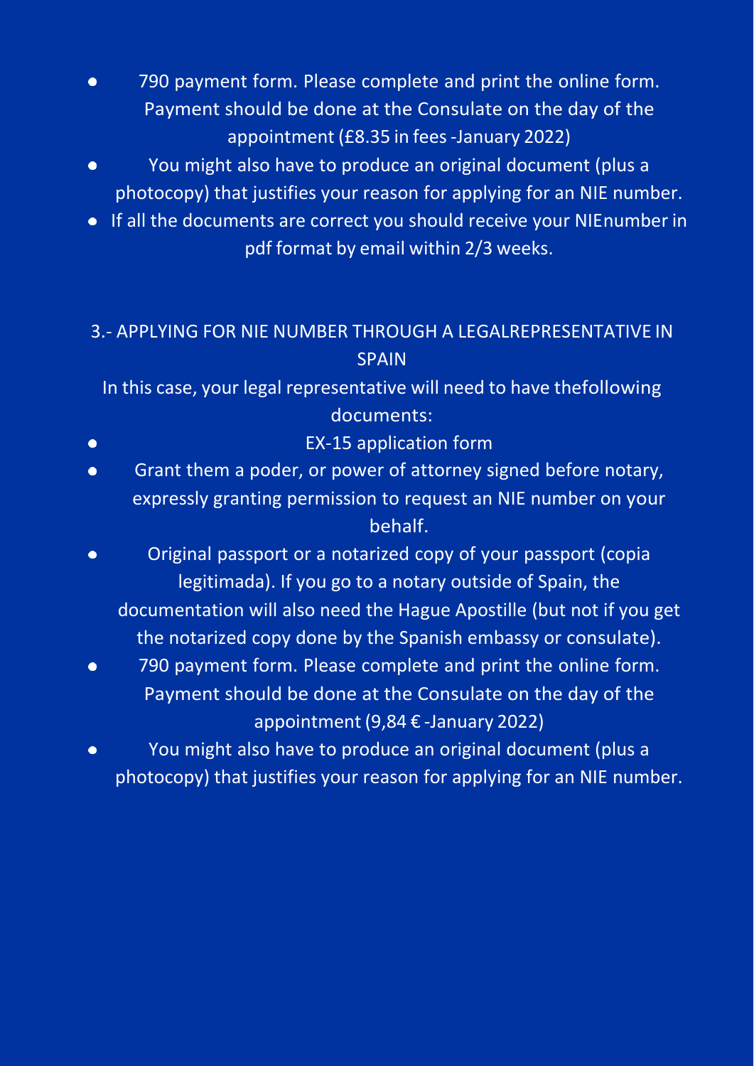- 790 payment form. Please complete and print the online form. Payment should be done at the Consulate on the day of the appointment (£8.35 in fees -January 2022)
- You might also have to produce an original document (plus a photocopy) that justifies your reason for applying for an NIE number.
- If all the documents are correct you should receive your NIEnumber in pdf format by email within 2/3 weeks.

## 3.- APPLYING FOR NIE NUMBER THROUGH A LEGALREPRESENTATIVE IN SPAIN

In this case, your legal representative will need to have thefollowing documents:

- EX-15 application form
- Grant them a poder, or power of attorney signed before notary, expressly granting permission to request an NIE number on your behalf.
- Original passport or a notarized copy of your passport (copia legitimada). If you go to a notary outside of Spain, the documentation will also need the Hague Apostille (but not if you get the notarized copy done by the Spanish embassy or consulate).
- 790 payment form. Please complete and print the online form. Payment should be done at the Consulate on the day of the appointment (9,84 € -January 2022)
- You might also have to produce an original document (plus a photocopy) that justifies your reason for applying for an NIE number.